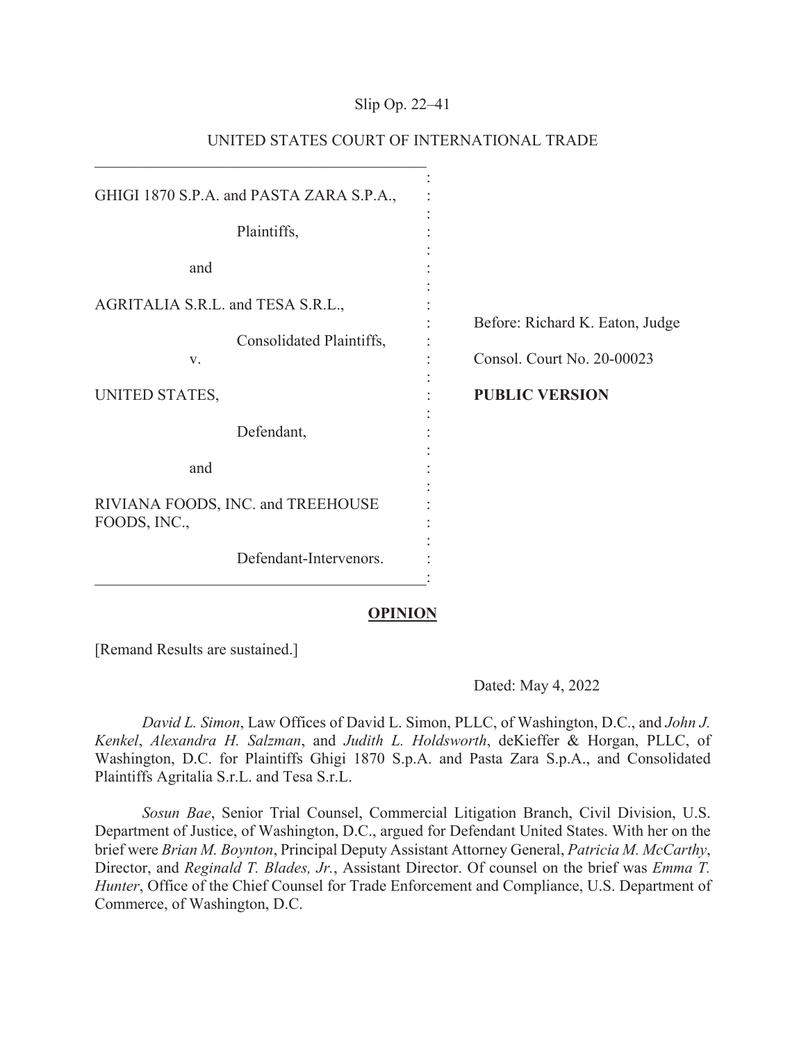Slip Op. 22–41

UNITED STATES COURT OF INTERNATIONAL TRADE

GHIGI 1870 S.P.A. and PASTA ZARA S.P.A.,

Plaintiffs,

and

AGRITALIA S.R.L. and TESA S.R.L.,

Consolidated Plaintiffs,

v.

UNITED STATES,

Defendant,

and

RIVIANA FOODS, INC. and TREEHOUSE FOODS, INC.,

Defendant-Intervenors.

Before: Richard K. Eaton, Judge

Consol. Court No. 20-00023

**PUBLIC VERSION**

**OPINION**

[Remand Results are sustained.]

Dated: May 4, 2022

*David L. Simon*, Law Offices of David L. Simon, PLLC, of Washington, D.C., and *John J. Kenkel*, *Alexandra H. Salzman*, and *Judith L. Holdsworth*, deKieffer & Horgan, PLLC, of Washington, D.C. for Plaintiffs Ghigi 1870 S.p.A. and Pasta Zara S.p.A., and Consolidated Plaintiffs Agritalia S.r.L. and Tesa S.r.L.

*Sosun Bae*, Senior Trial Counsel, Commercial Litigation Branch, Civil Division, U.S. Department of Justice, of Washington, D.C., argued for Defendant United States. With her on the brief were *Brian M. Boynton*, Principal Deputy Assistant Attorney General, *Patricia M. McCarthy*, Director, and *Reginald T. Blades, Jr.*, Assistant Director. Of counsel on the brief was *Emma T. Hunter*, Office of the Chief Counsel for Trade Enforcement and Compliance, U.S. Department of Commerce, of Washington, D.C.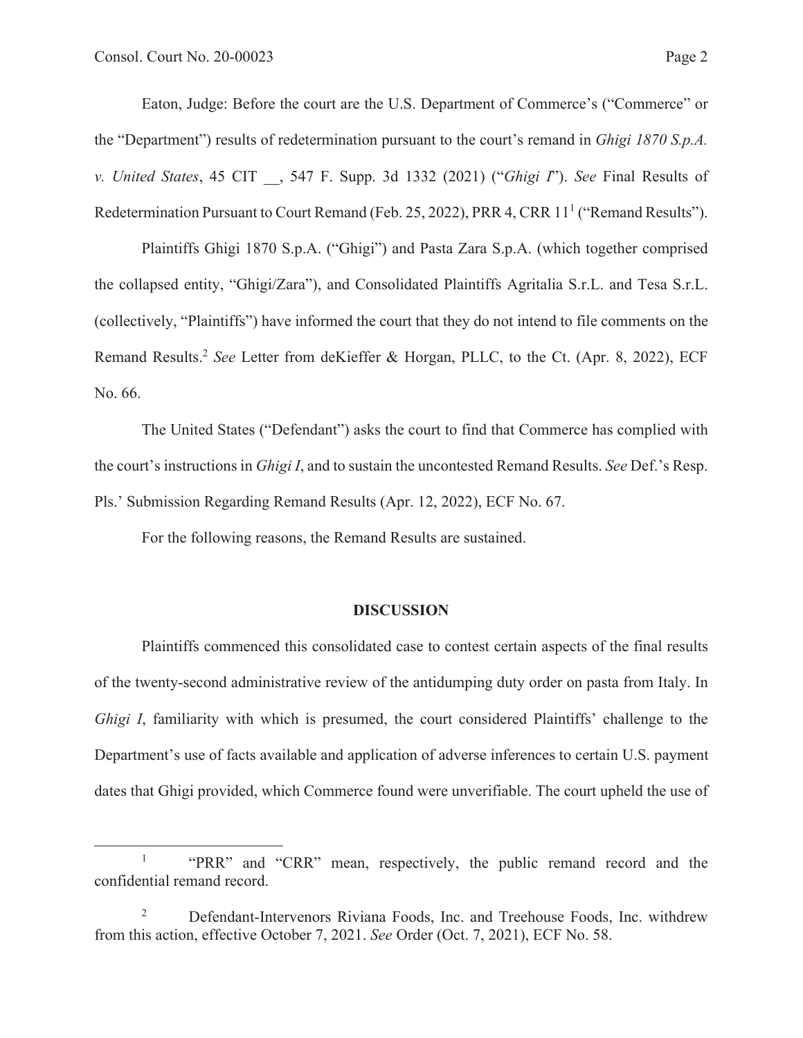Eaton, Judge: Before the court are the U.S. Department of Commerce's ("Commerce" or the "Department") results of redetermination pursuant to the court's remand in *Ghigi 1870 S.p.A. v. United States*, 45 CIT __, 547 F. Supp. 3d 1332 (2021) ("*Ghigi I*"). *See* Final Results of Redetermination Pursuant to Court Remand (Feb. 25, 2022), PRR 4, CRR 11[1] ("Remand Results").

Plaintiffs Ghigi 1870 S.p.A. ("Ghigi") and Pasta Zara S.p.A. (which together comprised the collapsed entity, "Ghigi/Zara"), and Consolidated Plaintiffs Agritalia S.r.L. and Tesa S.r.L. (collectively, "Plaintiffs") have informed the court that they do not intend to file comments on the Remand Results.[2] *See* Letter from deKieffer & Horgan, PLLC, to the Ct. (Apr. 8, 2022), ECF No. 66.

The United States ("Defendant") asks the court to find that Commerce has complied with the court's instructions in *Ghigi I*, and to sustain the uncontested Remand Results. *See* Def.'s Resp. Pls.' Submission Regarding Remand Results (Apr. 12, 2022), ECF No. 67.

For the following reasons, the Remand Results are sustained.

## DISCUSSION

Plaintiffs commenced this consolidated case to contest certain aspects of the final results of the twenty-second administrative review of the antidumping duty order on pasta from Italy. In *Ghigi I*, familiarity with which is presumed, the court considered Plaintiffs' challenge to the Department's use of facts available and application of adverse inferences to certain U.S. payment dates that Ghigi provided, which Commerce found were unverifiable. The court upheld the use of

---

[1] "PRR" and "CRR" mean, respectively, the public remand record and the confidential remand record.

[2] Defendant-Intervenors Riviana Foods, Inc. and Treehouse Foods, Inc. withdrew from this action, effective October 7, 2021. *See* Order (Oct. 7, 2021), ECF No. 58.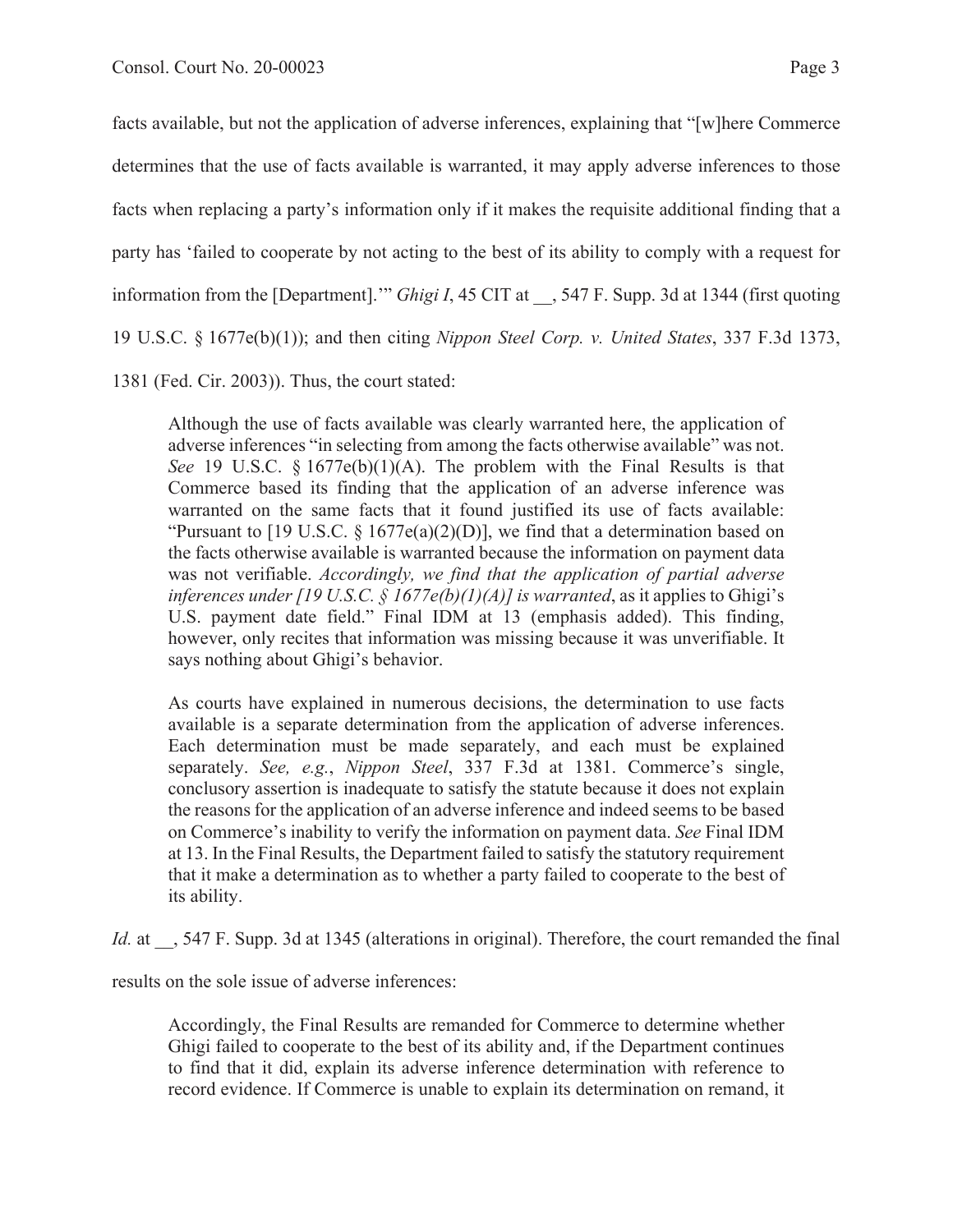facts available, but not the application of adverse inferences, explaining that "[w]here Commerce determines that the use of facts available is warranted, it may apply adverse inferences to those facts when replacing a party's information only if it makes the requisite additional finding that a party has 'failed to cooperate by not acting to the best of its ability to comply with a request for information from the [Department].'" *Ghigi I*, 45 CIT at __, 547 F. Supp. 3d at 1344 (first quoting 19 U.S.C. § 1677e(b)(1)); and then citing *Nippon Steel Corp. v. United States*, 337 F.3d 1373, 1381 (Fed. Cir. 2003)). Thus, the court stated:

> Although the use of facts available was clearly warranted here, the application of adverse inferences "in selecting from among the facts otherwise available" was not. *See* 19 U.S.C. § 1677e(b)(1)(A). The problem with the Final Results is that Commerce based its finding that the application of an adverse inference was warranted on the same facts that it found justified its use of facts available: "Pursuant to [19 U.S.C. § 1677e(a)(2)(D)], we find that a determination based on the facts otherwise available is warranted because the information on payment data was not verifiable. *Accordingly, we find that the application of partial adverse inferences under [19 U.S.C. § 1677e(b)(1)(A)] is warranted*, as it applies to Ghigi's U.S. payment date field." Final IDM at 13 (emphasis added). This finding, however, only recites that information was missing because it was unverifiable. It says nothing about Ghigi's behavior.
>
> As courts have explained in numerous decisions, the determination to use facts available is a separate determination from the application of adverse inferences. Each determination must be made separately, and each must be explained separately. *See, e.g.*, *Nippon Steel*, 337 F.3d at 1381. Commerce's single, conclusory assertion is inadequate to satisfy the statute because it does not explain the reasons for the application of an adverse inference and indeed seems to be based on Commerce's inability to verify the information on payment data. *See* Final IDM at 13. In the Final Results, the Department failed to satisfy the statutory requirement that it make a determination as to whether a party failed to cooperate to the best of its ability.

*Id.* at __, 547 F. Supp. 3d at 1345 (alterations in original). Therefore, the court remanded the final results on the sole issue of adverse inferences:

> Accordingly, the Final Results are remanded for Commerce to determine whether Ghigi failed to cooperate to the best of its ability and, if the Department continues to find that it did, explain its adverse inference determination with reference to record evidence. If Commerce is unable to explain its determination on remand, it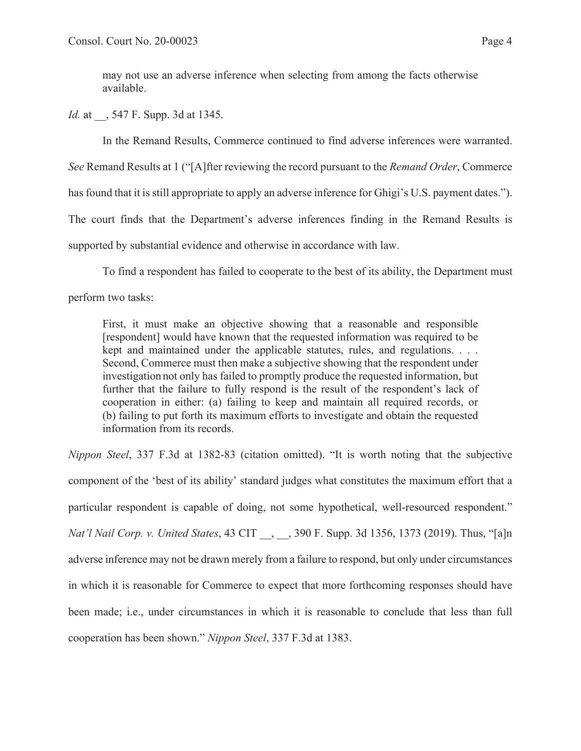may not use an adverse inference when selecting from among the facts otherwise available.

*Id.* at __, 547 F. Supp. 3d at 1345.

In the Remand Results, Commerce continued to find adverse inferences were warranted. *See* Remand Results at 1 ("[A]fter reviewing the record pursuant to the *Remand Order*, Commerce has found that it is still appropriate to apply an adverse inference for Ghigi's U.S. payment dates."). The court finds that the Department's adverse inferences finding in the Remand Results is supported by substantial evidence and otherwise in accordance with law.

To find a respondent has failed to cooperate to the best of its ability, the Department must perform two tasks:

> First, it must make an objective showing that a reasonable and responsible [respondent] would have known that the requested information was required to be kept and maintained under the applicable statutes, rules, and regulations. . . . Second, Commerce must then make a subjective showing that the respondent under investigation not only has failed to promptly produce the requested information, but further that the failure to fully respond is the result of the respondent's lack of cooperation in either: (a) failing to keep and maintain all required records, or (b) failing to put forth its maximum efforts to investigate and obtain the requested information from its records.

*Nippon Steel*, 337 F.3d at 1382-83 (citation omitted). "It is worth noting that the subjective component of the 'best of its ability' standard judges what constitutes the maximum effort that a particular respondent is capable of doing, not some hypothetical, well-resourced respondent." *Nat'l Nail Corp. v. United States*, 43 CIT __, __, 390 F. Supp. 3d 1356, 1373 (2019). Thus, "[a]n adverse inference may not be drawn merely from a failure to respond, but only under circumstances in which it is reasonable for Commerce to expect that more forthcoming responses should have been made; i.e., under circumstances in which it is reasonable to conclude that less than full cooperation has been shown." *Nippon Steel*, 337 F.3d at 1383.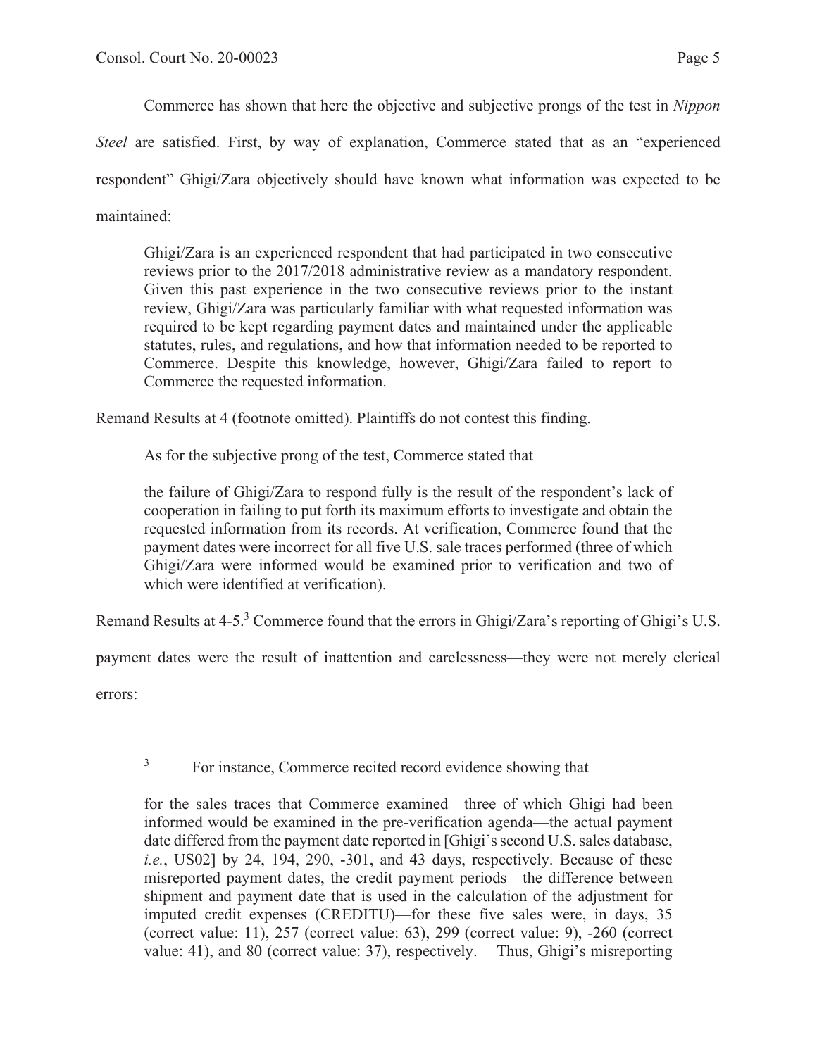Commerce has shown that here the objective and subjective prongs of the test in *Nippon Steel* are satisfied. First, by way of explanation, Commerce stated that as an "experienced respondent" Ghigi/Zara objectively should have known what information was expected to be maintained:

> Ghigi/Zara is an experienced respondent that had participated in two consecutive reviews prior to the 2017/2018 administrative review as a mandatory respondent. Given this past experience in the two consecutive reviews prior to the instant review, Ghigi/Zara was particularly familiar with what requested information was required to be kept regarding payment dates and maintained under the applicable statutes, rules, and regulations, and how that information needed to be reported to Commerce. Despite this knowledge, however, Ghigi/Zara failed to report to Commerce the requested information.

Remand Results at 4 (footnote omitted). Plaintiffs do not contest this finding.

As for the subjective prong of the test, Commerce stated that

> the failure of Ghigi/Zara to respond fully is the result of the respondent's lack of cooperation in failing to put forth its maximum efforts to investigate and obtain the requested information from its records. At verification, Commerce found that the payment dates were incorrect for all five U.S. sale traces performed (three of which Ghigi/Zara were informed would be examined prior to verification and two of which were identified at verification).

Remand Results at 4-5.[3] Commerce found that the errors in Ghigi/Zara's reporting of Ghigi's U.S. payment dates were the result of inattention and carelessness—they were not merely clerical errors:

---

[3] For instance, Commerce recited record evidence showing that

> for the sales traces that Commerce examined—three of which Ghigi had been informed would be examined in the pre-verification agenda—the actual payment date differed from the payment date reported in [Ghigi's second U.S. sales database, *i.e.*, US02] by 24, 194, 290, -301, and 43 days, respectively. Because of these misreported payment dates, the credit payment periods—the difference between shipment and payment date that is used in the calculation of the adjustment for imputed credit expenses (CREDITU)—for these five sales were, in days, 35 (correct value: 11), 257 (correct value: 63), 299 (correct value: 9), -260 (correct value: 41), and 80 (correct value: 37), respectively. Thus, Ghigi's misreporting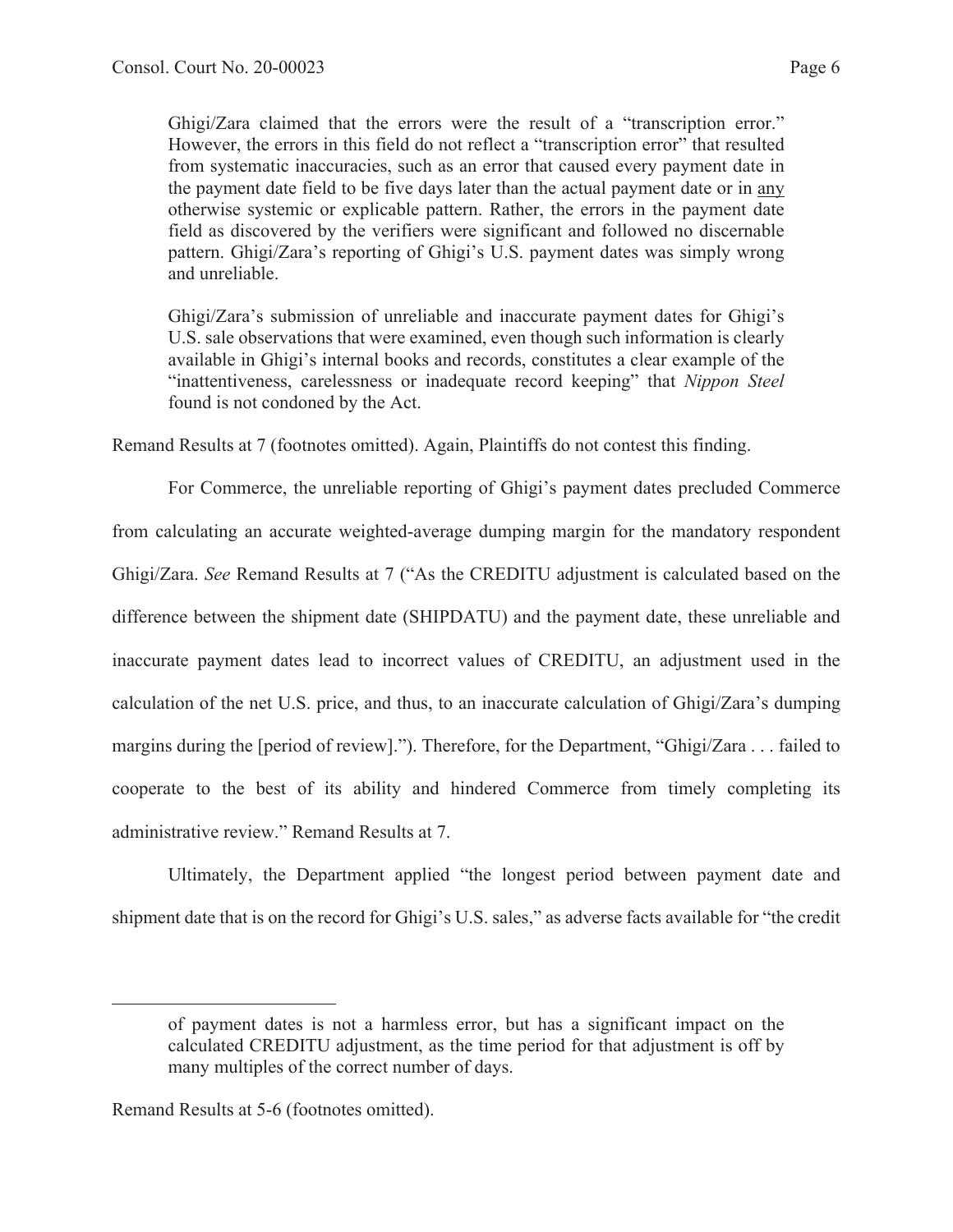> Ghigi/Zara claimed that the errors were the result of a "transcription error." However, the errors in this field do not reflect a "transcription error" that resulted from systematic inaccuracies, such as an error that caused every payment date in the payment date field to be five days later than the actual payment date or in <u>any</u> otherwise systemic or explicable pattern. Rather, the errors in the payment date field as discovered by the verifiers were significant and followed no discernable pattern. Ghigi/Zara's reporting of Ghigi's U.S. payment dates was simply wrong and unreliable.
>
> Ghigi/Zara's submission of unreliable and inaccurate payment dates for Ghigi's U.S. sale observations that were examined, even though such information is clearly available in Ghigi's internal books and records, constitutes a clear example of the "inattentiveness, carelessness or inadequate record keeping" that *Nippon Steel* found is not condoned by the Act.

Remand Results at 7 (footnotes omitted). Again, Plaintiffs do not contest this finding.

For Commerce, the unreliable reporting of Ghigi's payment dates precluded Commerce from calculating an accurate weighted-average dumping margin for the mandatory respondent Ghigi/Zara. *See* Remand Results at 7 ("As the CREDITU adjustment is calculated based on the difference between the shipment date (SHIPDATU) and the payment date, these unreliable and inaccurate payment dates lead to incorrect values of CREDITU, an adjustment used in the calculation of the net U.S. price, and thus, to an inaccurate calculation of Ghigi/Zara's dumping margins during the [period of review]."). Therefore, for the Department, "Ghigi/Zara . . . failed to cooperate to the best of its ability and hindered Commerce from timely completing its administrative review." Remand Results at 7.

Ultimately, the Department applied "the longest period between payment date and shipment date that is on the record for Ghigi's U.S. sales," as adverse facts available for "the credit

---

> of payment dates is not a harmless error, but has a significant impact on the calculated CREDITU adjustment, as the time period for that adjustment is off by many multiples of the correct number of days.

Remand Results at 5-6 (footnotes omitted).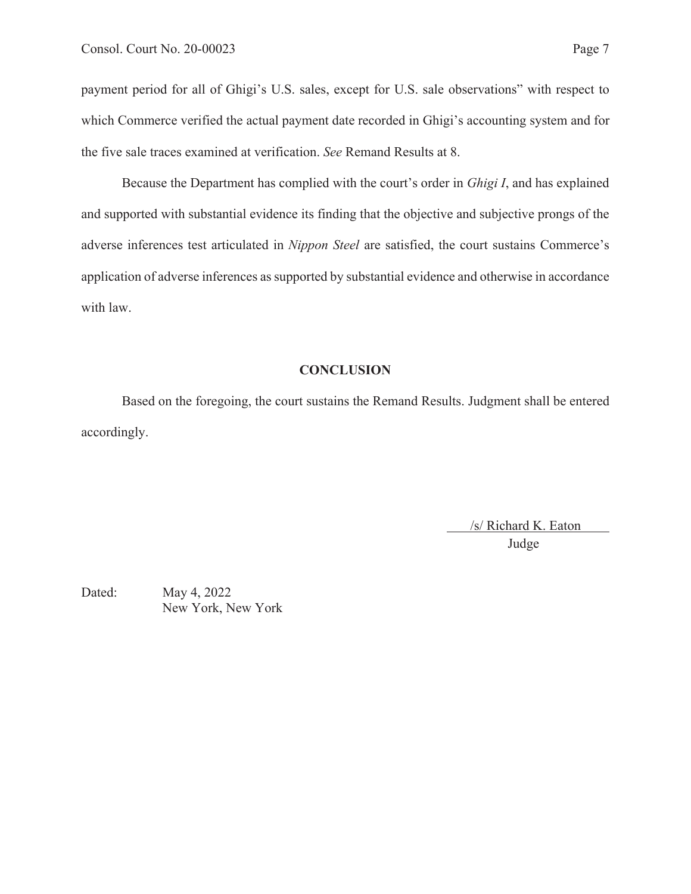payment period for all of Ghigi's U.S. sales, except for U.S. sale observations" with respect to which Commerce verified the actual payment date recorded in Ghigi's accounting system and for the five sale traces examined at verification. *See* Remand Results at 8.

Because the Department has complied with the court's order in *Ghigi I*, and has explained and supported with substantial evidence its finding that the objective and subjective prongs of the adverse inferences test articulated in *Nippon Steel* are satisfied, the court sustains Commerce's application of adverse inferences as supported by substantial evidence and otherwise in accordance with law.

## CONCLUSION

Based on the foregoing, the court sustains the Remand Results. Judgment shall be entered accordingly.

/s/ Richard K. Eaton
Judge

Dated: May 4, 2022
New York, New York